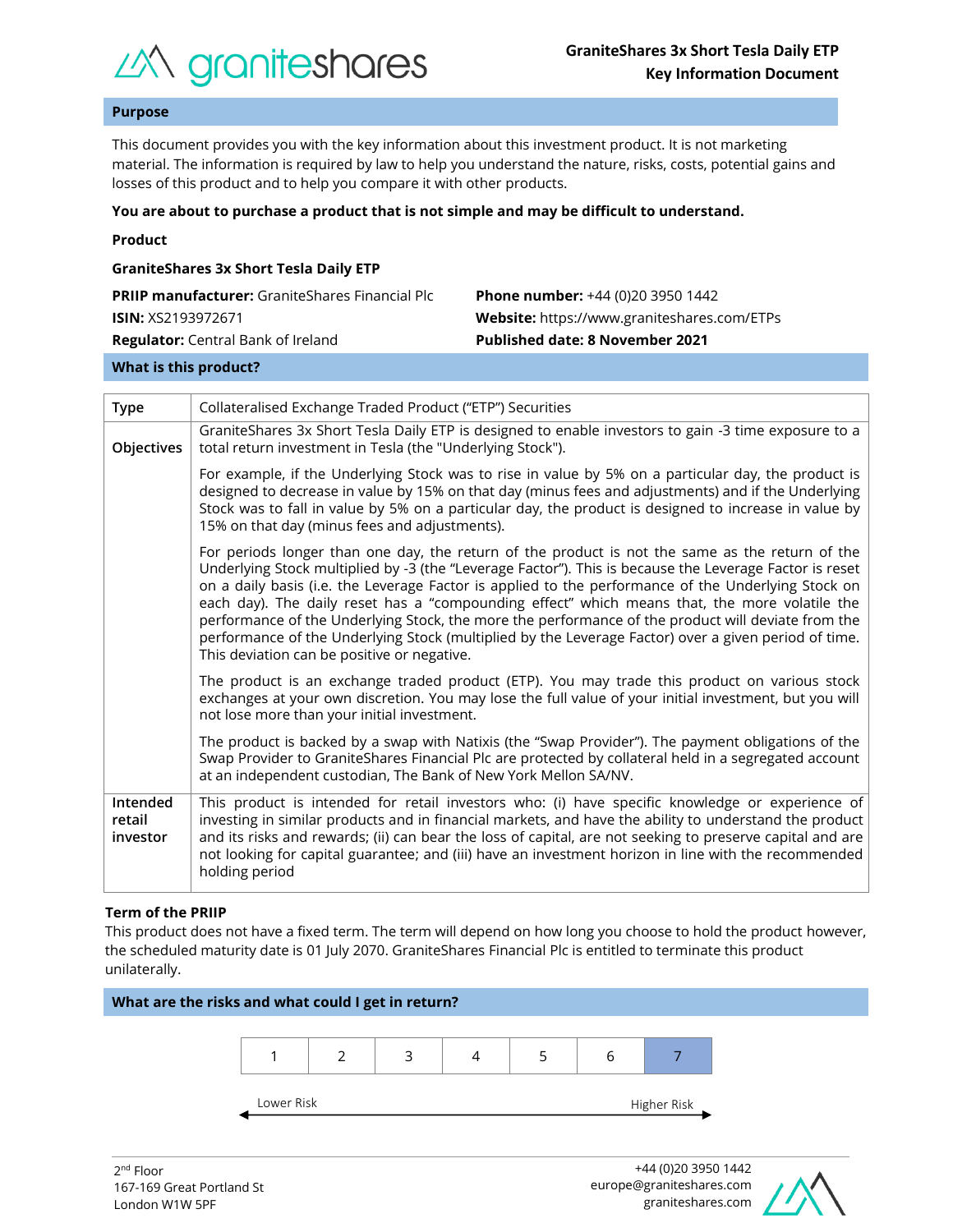# GraniteShares 3x Short Tesla Daily ETP
## Key Information Document

## Purpose

This document provides you with the key information about this investment product. It is not marketing material. The information is required by law to help you understand the nature, risks, costs, potential gains and losses of this product and to help you compare it with other products.

**You are about to purchase a product that is not simple and may be difficult to understand.**

**Product**

**GraniteShares 3x Short Tesla Daily ETP**

**PRIIP manufacturer:** GraniteShares Financial Plc
**ISIN:** XS2193972671
**Regulator:** Central Bank of Ireland

**Phone number:** +44 (0)20 3950 1442
**Website:** https://www.graniteshares.com/ETPs
**Published date: 8 November 2021**

## What is this product?

| | |
|---|---|
| **Type** | Collateralised Exchange Traded Product ("ETP") Securities |
| **Objectives** | GraniteShares 3x Short Tesla Daily ETP is designed to enable investors to gain -3 time exposure to a total return investment in Tesla (the "Underlying Stock").<br><br>For example, if the Underlying Stock was to rise in value by 5% on a particular day, the product is designed to decrease in value by 15% on that day (minus fees and adjustments) and if the Underlying Stock was to fall in value by 5% on a particular day, the product is designed to increase in value by 15% on that day (minus fees and adjustments).<br><br>For periods longer than one day, the return of the product is not the same as the return of the Underlying Stock multiplied by -3 (the "Leverage Factor"). This is because the Leverage Factor is reset on a daily basis (i.e. the Leverage Factor is applied to the performance of the Underlying Stock on each day). The daily reset has a "compounding effect" which means that, the more volatile the performance of the Underlying Stock, the more the performance of the product will deviate from the performance of the Underlying Stock (multiplied by the Leverage Factor) over a given period of time. This deviation can be positive or negative.<br><br>The product is an exchange traded product (ETP). You may trade this product on various stock exchanges at your own discretion. You may lose the full value of your initial investment, but you will not lose more than your initial investment.<br><br>The product is backed by a swap with Natixis (the "Swap Provider"). The payment obligations of the Swap Provider to GraniteShares Financial Plc are protected by collateral held in a segregated account at an independent custodian, The Bank of New York Mellon SA/NV. |
| **Intended retail investor** | This product is intended for retail investors who: (i) have specific knowledge or experience of investing in similar products and in financial markets, and have the ability to understand the product and its risks and rewards; (ii) can bear the loss of capital, are not seeking to preserve capital and are not looking for capital guarantee; and (iii) have an investment horizon in line with the recommended holding period |

**Term of the PRIIP**

This product does not have a fixed term. The term will depend on how long you choose to hold the product however, the scheduled maturity date is 01 July 2070. GraniteShares Financial Plc is entitled to terminate this product unilaterally.

## What are the risks and what could I get in return?

| 1 | 2 | 3 | 4 | 5 | 6 | **7** |
|---|---|---|---|---|---|---|

Lower Risk ← → Higher Risk

2nd Floor
167-169 Great Portland St
London W1W 5PF

+44 (0)20 3950 1442
europe@graniteshares.com
graniteshares.com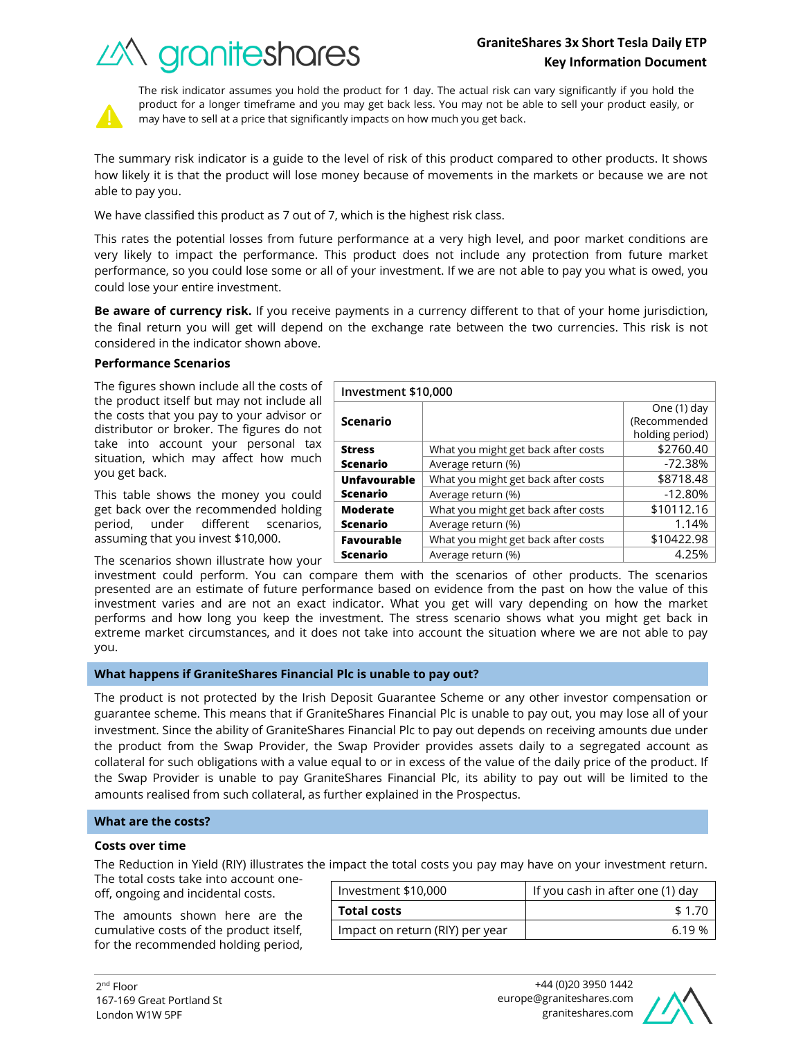The risk indicator assumes you hold the product for 1 day. The actual risk can vary significantly if you hold the product for a longer timeframe and you may get back less. You may not be able to sell your product easily, or may have to sell at a price that significantly impacts on how much you get back.

The summary risk indicator is a guide to the level of risk of this product compared to other products. It shows how likely it is that the product will lose money because of movements in the markets or because we are not able to pay you.

We have classified this product as 7 out of 7, which is the highest risk class.

This rates the potential losses from future performance at a very high level, and poor market conditions are very likely to impact the performance. This product does not include any protection from future market performance, so you could lose some or all of your investment. If we are not able to pay you what is owed, you could lose your entire investment.

**Be aware of currency risk.** If you receive payments in a currency different to that of your home jurisdiction, the final return you will get will depend on the exchange rate between the two currencies. This risk is not considered in the indicator shown above.

**Performance Scenarios**

The figures shown include all the costs of the product itself but may not include all the costs that you pay to your advisor or distributor or broker. The figures do not take into account your personal tax situation, which may affect how much you get back.

This table shows the money you could get back over the recommended holding period, under different scenarios, assuming that you invest $10,000.

| Investment $10,000 | | |
|---|---|---|
| **Scenario** | | One (1) day (Recommended holding period) |
| **Stress Scenario** | What you might get back after costs | $2760.40 |
| | Average return (%) | -72.38% |
| **Unfavourable Scenario** | What you might get back after costs | $8718.48 |
| | Average return (%) | -12.80% |
| **Moderate Scenario** | What you might get back after costs | $10112.16 |
| | Average return (%) | 1.14% |
| **Favourable Scenario** | What you might get back after costs | $10422.98 |
| | Average return (%) | 4.25% |

The scenarios shown illustrate how your investment could perform. You can compare them with the scenarios of other products. The scenarios presented are an estimate of future performance based on evidence from the past on how the value of this investment varies and are not an exact indicator. What you get will vary depending on how the market performs and how long you keep the investment. The stress scenario shows what you might get back in extreme market circumstances, and it does not take into account the situation where we are not able to pay you.

## What happens if GraniteShares Financial Plc is unable to pay out?

The product is not protected by the Irish Deposit Guarantee Scheme or any other investor compensation or guarantee scheme. This means that if GraniteShares Financial Plc is unable to pay out, you may lose all of your investment. Since the ability of GraniteShares Financial Plc to pay out depends on receiving amounts due under the product from the Swap Provider, the Swap Provider provides assets daily to a segregated account as collateral for such obligations with a value equal to or in excess of the value of the daily price of the product. If the Swap Provider is unable to pay GraniteShares Financial Plc, its ability to pay out will be limited to the amounts realised from such collateral, as further explained in the Prospectus.

## What are the costs?

**Costs over time**

The Reduction in Yield (RIY) illustrates the impact the total costs you pay may have on your investment return. The total costs take into account one-off, ongoing and incidental costs.

The amounts shown here are the cumulative costs of the product itself, for the recommended holding period,

| Investment $10,000 | If you cash in after one (1) day |
|---|---|
| **Total costs** | $ 1.70 |
| Impact on return (RIY) per year | 6.19 % |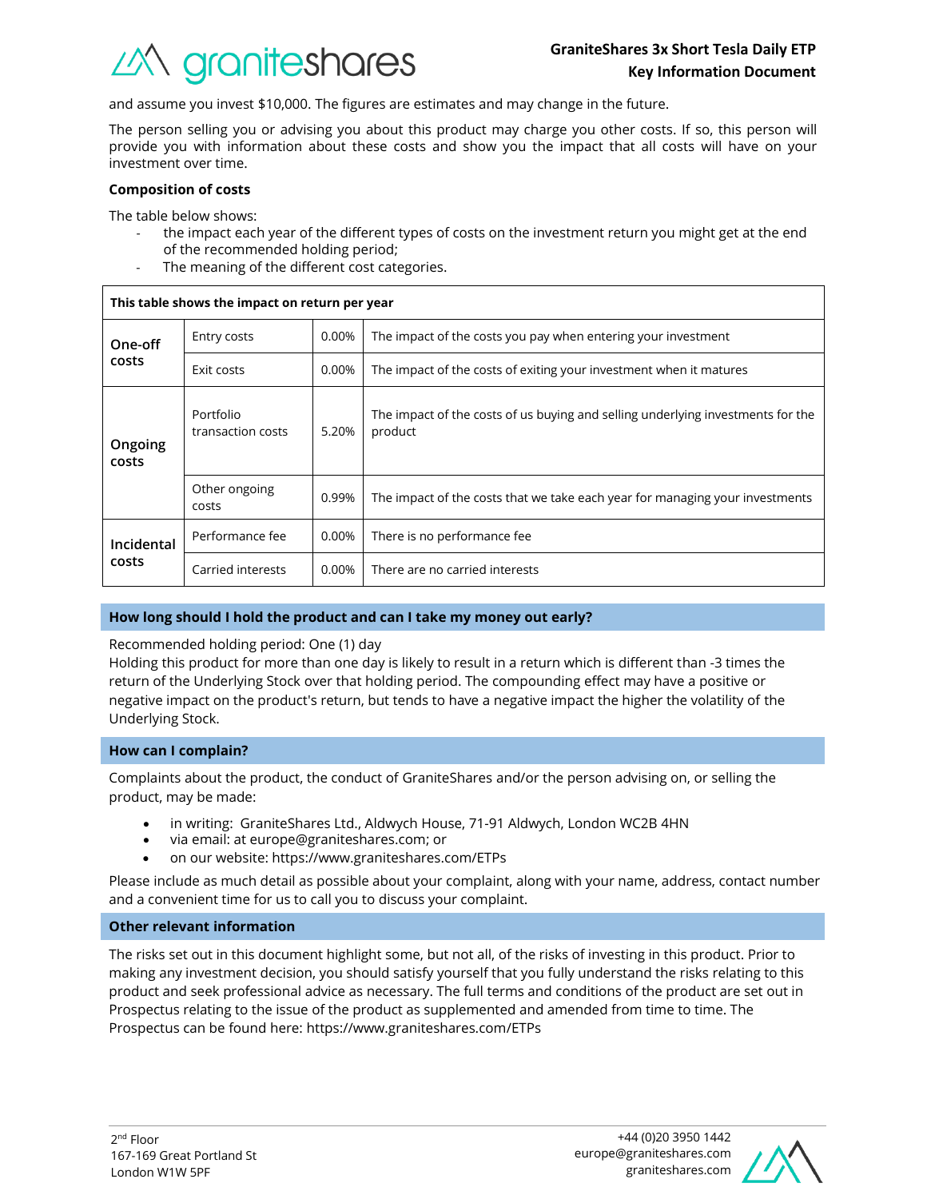and assume you invest $10,000. The figures are estimates and may change in the future.

The person selling you or advising you about this product may charge you other costs. If so, this person will provide you with information about these costs and show you the impact that all costs will have on your investment over time.

**Composition of costs**

The table below shows:

- the impact each year of the different types of costs on the investment return you might get at the end of the recommended holding period;
- The meaning of the different cost categories.

| This table shows the impact on return per year | | | |
|---|---|---|---|
| One-off costs | Entry costs | 0.00% | The impact of the costs you pay when entering your investment |
| | Exit costs | 0.00% | The impact of the costs of exiting your investment when it matures |
| Ongoing costs | Portfolio transaction costs | 5.20% | The impact of the costs of us buying and selling underlying investments for the product |
| | Other ongoing costs | 0.99% | The impact of the costs that we take each year for managing your investments |
| Incidental costs | Performance fee | 0.00% | There is no performance fee |
| | Carried interests | 0.00% | There are no carried interests |

## How long should I hold the product and can I take my money out early?

Recommended holding period: One (1) day
Holding this product for more than one day is likely to result in a return which is different than -3 times the return of the Underlying Stock over that holding period. The compounding effect may have a positive or negative impact on the product's return, but tends to have a negative impact the higher the volatility of the Underlying Stock.

## How can I complain?

Complaints about the product, the conduct of GraniteShares and/or the person advising on, or selling the product, may be made:

- in writing: GraniteShares Ltd., Aldwych House, 71-91 Aldwych, London WC2B 4HN
- via email: at europe@graniteshares.com; or
- on our website: https://www.graniteshares.com/ETPs

Please include as much detail as possible about your complaint, along with your name, address, contact number and a convenient time for us to call you to discuss your complaint.

## Other relevant information

The risks set out in this document highlight some, but not all, of the risks of investing in this product. Prior to making any investment decision, you should satisfy yourself that you fully understand the risks relating to this product and seek professional advice as necessary. The full terms and conditions of the product are set out in Prospectus relating to the issue of the product as supplemented and amended from time to time. The Prospectus can be found here: https://www.graniteshares.com/ETPs